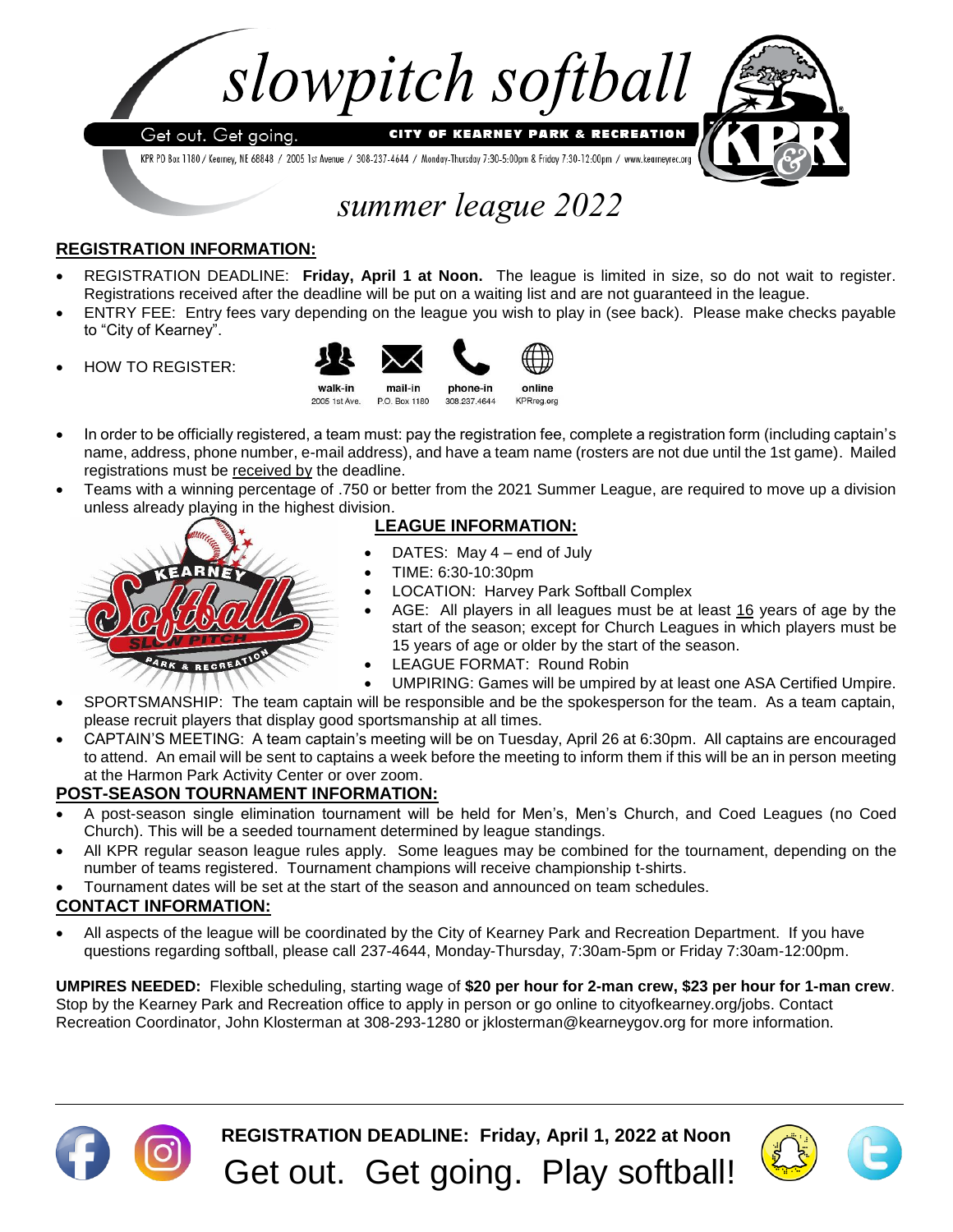# slowpitch softball

Get out. Get going. **CITY OF KEARNEY PARK & RECREATION**

KPR PO Box 1180 / Kearney, NE 68848 / 2005 1st Avenue / 308-237-4644 / Monday-Thursday 7:30-5:00pm & Friday 7:30-12:00pm / www.kearneyrec.org

## *summer league 2022*

## REGISTRATION INFORMATION:

- REGISTRATION DEADLINE: **Friday, April 1 at Noon.** The league is limited in size, so do not wait to register. Registrations received after the deadline will be put on a waiting list and are not guaranteed in the league.
- ENTRY FEE: Entry fees vary depending on the league you wish to play in (see back). Please make checks payable to "City of Kearney".
- HOW TO REGISTER: walk-in (2005 1st Ave.), mail-in (P.O. Box 1180), phone-in (308.237.4644), online (KPRreg.org)
- In order to be officially registered, a team must: pay the registration fee, complete a registration form (including captain's name, address, phone number, e-mail address), and have a team name (rosters are not due until the 1st game). Mailed registrations must be received by the deadline.
- Teams with a winning percentage of .750 or better from the 2021 Summer League, are required to move up a division unless already playing in the highest division.

## LEAGUE INFORMATION:

- DATES: May 4 – end of July
- TIME: 6:30-10:30pm
- LOCATION: Harvey Park Softball Complex
- AGE: All players in all leagues must be at least 16 years of age by the start of the season; except for Church Leagues in which players must be 15 years of age or older by the start of the season.
- LEAGUE FORMAT: Round Robin
- UMPIRING: Games will be umpired by at least one ASA Certified Umpire.
- SPORTSMANSHIP: The team captain will be responsible and be the spokesperson for the team. As a team captain, please recruit players that display good sportsmanship at all times.
- CAPTAIN'S MEETING: A team captain's meeting will be on Tuesday, April 26 at 6:30pm. All captains are encouraged to attend. An email will be sent to captains a week before the meeting to inform them if this will be an in person meeting at the Harmon Park Activity Center or over zoom.

## POST-SEASON TOURNAMENT INFORMATION:

- A post-season single elimination tournament will be held for Men's, Men's Church, and Coed Leagues (no Coed Church). This will be a seeded tournament determined by league standings.
- All KPR regular season league rules apply. Some leagues may be combined for the tournament, depending on the number of teams registered. Tournament champions will receive championship t-shirts.
- Tournament dates will be set at the start of the season and announced on team schedules.

## CONTACT INFORMATION:

- All aspects of the league will be coordinated by the City of Kearney Park and Recreation Department. If you have questions regarding softball, please call 237-4644, Monday-Thursday, 7:30am-5pm or Friday 7:30am-12:00pm.

**UMPIRES NEEDED:** Flexible scheduling, starting wage of **$20 per hour for 2-man crew, $23 per hour for 1-man crew**. Stop by the Kearney Park and Recreation office to apply in person or go online to cityofkearney.org/jobs. Contact Recreation Coordinator, John Klosterman at 308-293-1280 or jklosterman@kearneygov.org for more information.

**REGISTRATION DEADLINE: Friday, April 1, 2022 at Noon**

Get out. Get going. Play softball!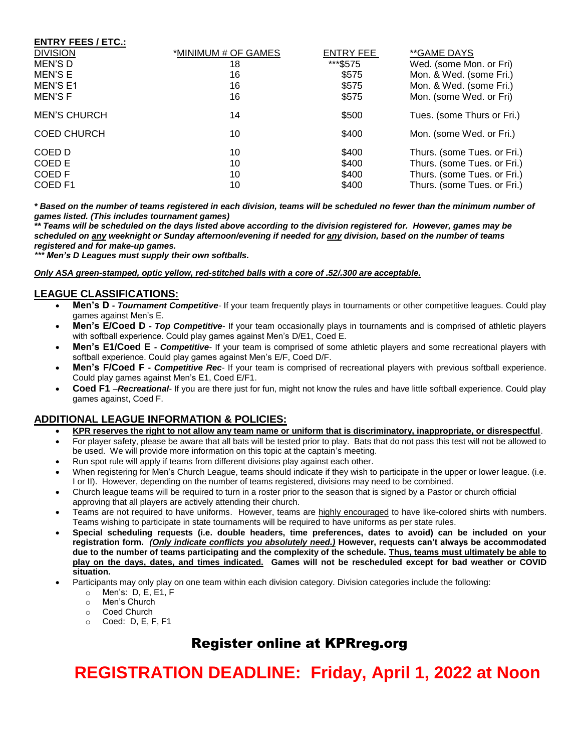**ENTRY FEES / ETC.:**

| DIVISION | *MINIMUM # OF GAMES | ENTRY FEE | **GAME DAYS |
|---|---|---|---|
| MEN'S D | 18 | ***$575 | Wed. (some Mon. or Fri) |
| MEN'S E | 16 | $575 | Mon. & Wed. (some Fri.) |
| MEN'S E1 | 16 | $575 | Mon. & Wed. (some Fri.) |
| MEN'S F | 16 | $575 | Mon. (some Wed. or Fri) |
| MEN'S CHURCH | 14 | $500 | Tues. (some Thurs or Fri.) |
| COED CHURCH | 10 | $400 | Mon. (some Wed. or Fri.) |
| COED D | 10 | $400 | Thurs. (some Tues. or Fri.) |
| COED E | 10 | $400 | Thurs. (some Tues. or Fri.) |
| COED F | 10 | $400 | Thurs. (some Tues. or Fri.) |
| COED F1 | 10 | $400 | Thurs. (some Tues. or Fri.) |

***\* Based on the number of teams registered in each division, teams will be scheduled no fewer than the minimum number of games listed. (This includes tournament games)***
***\*\* Teams will be scheduled on the days listed above according to the division registered for. However, games may be scheduled on any weeknight or Sunday afternoon/evening if needed for any division, based on the number of teams registered and for make-up games.***
***\*\*\* Men's D Leagues must supply their own softballs.***

***Only ASA green-stamped, optic yellow, red-stitched balls with a core of .52/.300 are acceptable.***

## LEAGUE CLASSIFICATIONS:

- **Men's D - *Tournament Competitive***- If your team frequently plays in tournaments or other competitive leagues. Could play games against Men's E.
- **Men's E/Coed D - *Top Competitive***- If your team occasionally plays in tournaments and is comprised of athletic players with softball experience. Could play games against Men's D/E1, Coed E.
- **Men's E1/Coed E - *Competitive***- If your team is comprised of some athletic players and some recreational players with softball experience. Could play games against Men's E/F, Coed D/F.
- **Men's F/Coed F - *Competitive Rec***- If your team is comprised of recreational players with previous softball experience. Could play games against Men's E1, Coed E/F1.
- **Coed F1** –***Recreational***- If you are there just for fun, might not know the rules and have little softball experience. Could play games against, Coed F.

## ADDITIONAL LEAGUE INFORMATION & POLICIES:

- **KPR reserves the right to not allow any team name or uniform that is discriminatory, inappropriate, or disrespectful**.
- For player safety, please be aware that all bats will be tested prior to play. Bats that do not pass this test will not be allowed to be used. We will provide more information on this topic at the captain's meeting.
- Run spot rule will apply if teams from different divisions play against each other.
- When registering for Men's Church League, teams should indicate if they wish to participate in the upper or lower league. (i.e. I or II). However, depending on the number of teams registered, divisions may need to be combined.
- Church league teams will be required to turn in a roster prior to the season that is signed by a Pastor or church official approving that all players are actively attending their church.
- Teams are not required to have uniforms. However, teams are highly encouraged to have like-colored shirts with numbers. Teams wishing to participate in state tournaments will be required to have uniforms as per state rules.
- **Special scheduling requests (i.e. double headers, time preferences, dates to avoid) can be included on your registration form. *(Only indicate conflicts you absolutely need.)* However, requests can't always be accommodated due to the number of teams participating and the complexity of the schedule. Thus, teams must ultimately be able to play on the days, dates, and times indicated. Games will not be rescheduled except for bad weather or COVID situation.**
- Participants may only play on one team within each division category. Division categories include the following:
  - Men's: D, E, E1, F
  - Men's Church
  - Coed Church
  - Coed: D, E, F, F1

## Register online at KPRreg.org

# REGISTRATION DEADLINE: Friday, April 1, 2022 at Noon